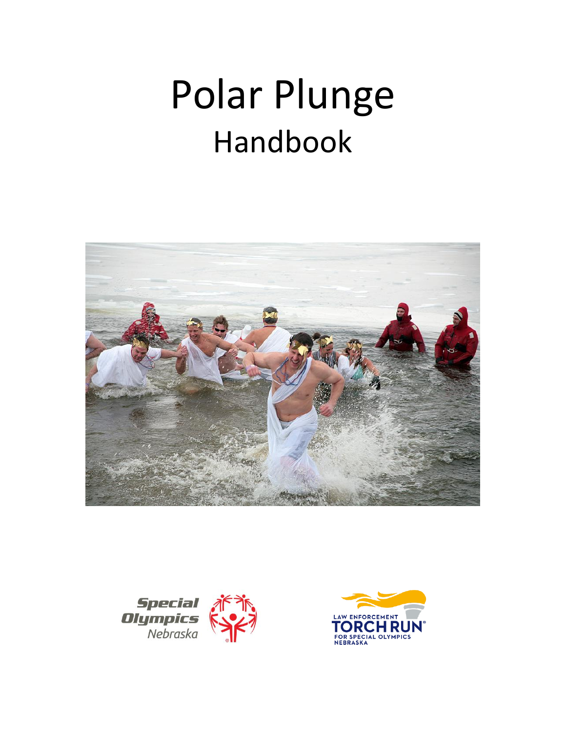# Polar Plunge

## Handbook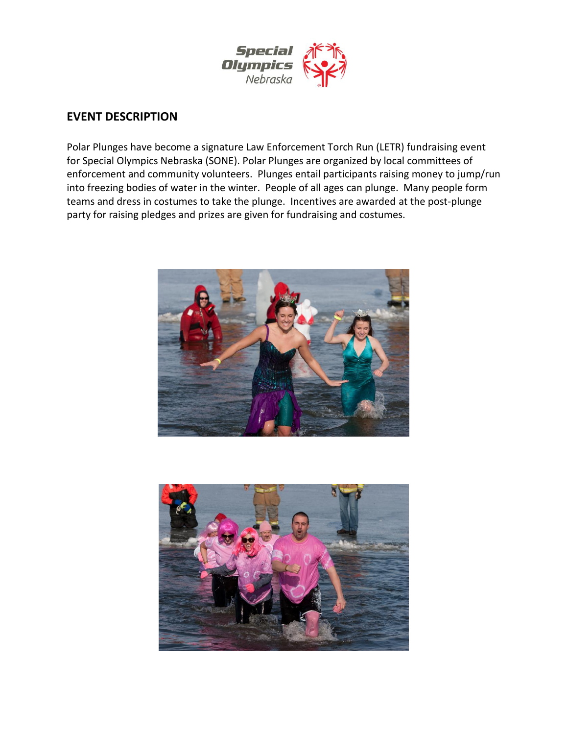## EVENT DESCRIPTION

Polar Plunges have become a signature Law Enforcement Torch Run (LETR) fundraising event for Special Olympics Nebraska (SONE). Polar Plunges are organized by local committees of enforcement and community volunteers. Plunges entail participants raising money to jump/run into freezing bodies of water in the winter. People of all ages can plunge. Many people form teams and dress in costumes to take the plunge. Incentives are awarded at the post-plunge party for raising pledges and prizes are given for fundraising and costumes.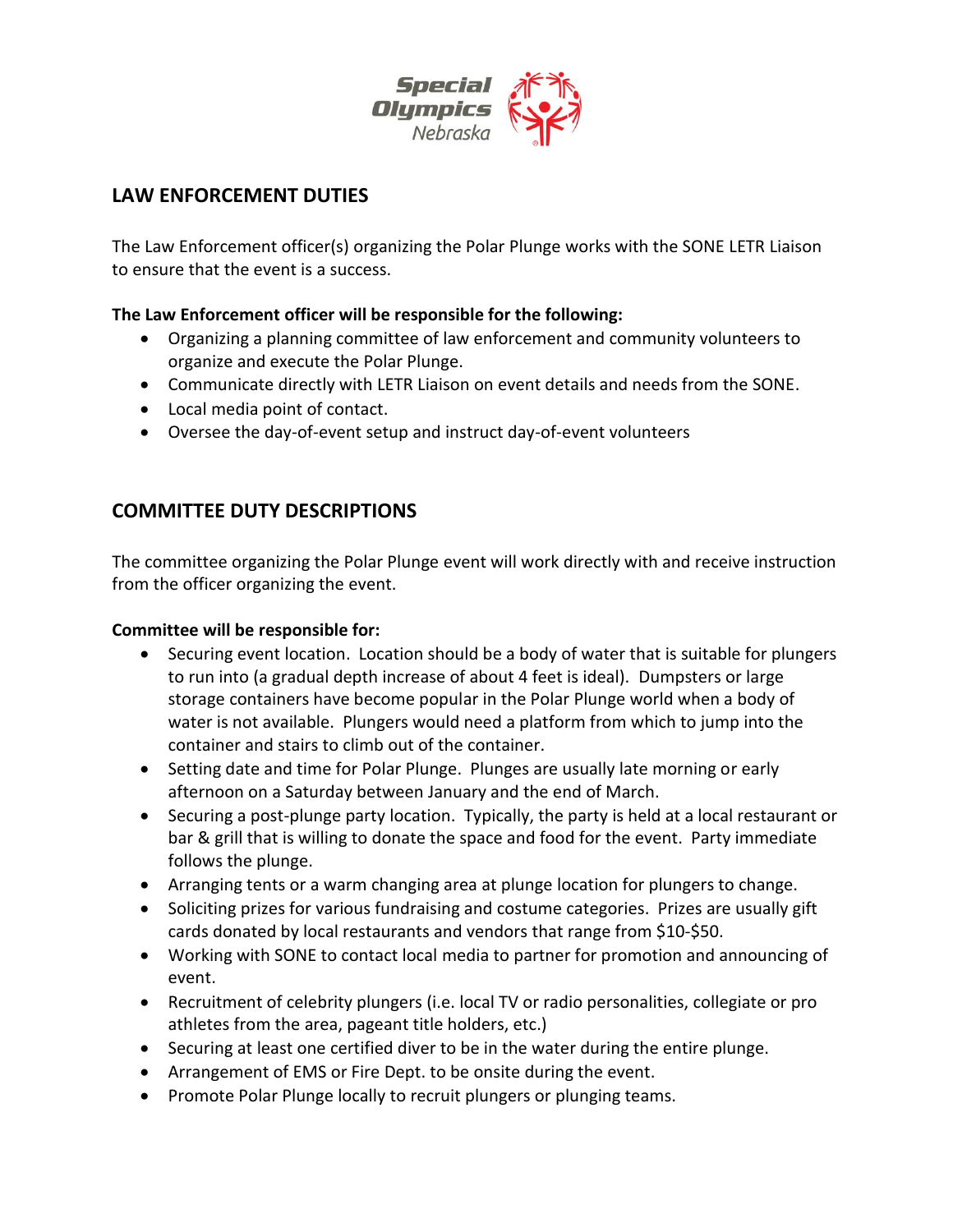## LAW ENFORCEMENT DUTIES

The Law Enforcement officer(s) organizing the Polar Plunge works with the SONE LETR Liaison to ensure that the event is a success.

**The Law Enforcement officer will be responsible for the following:**

- Organizing a planning committee of law enforcement and community volunteers to organize and execute the Polar Plunge.
- Communicate directly with LETR Liaison on event details and needs from the SONE.
- Local media point of contact.
- Oversee the day-of-event setup and instruct day-of-event volunteers

## COMMITTEE DUTY DESCRIPTIONS

The committee organizing the Polar Plunge event will work directly with and receive instruction from the officer organizing the event.

**Committee will be responsible for:**

- Securing event location. Location should be a body of water that is suitable for plungers to run into (a gradual depth increase of about 4 feet is ideal). Dumpsters or large storage containers have become popular in the Polar Plunge world when a body of water is not available. Plungers would need a platform from which to jump into the container and stairs to climb out of the container.
- Setting date and time for Polar Plunge. Plunges are usually late morning or early afternoon on a Saturday between January and the end of March.
- Securing a post-plunge party location. Typically, the party is held at a local restaurant or bar & grill that is willing to donate the space and food for the event. Party immediate follows the plunge.
- Arranging tents or a warm changing area at plunge location for plungers to change.
- Soliciting prizes for various fundraising and costume categories. Prizes are usually gift cards donated by local restaurants and vendors that range from $10-$50.
- Working with SONE to contact local media to partner for promotion and announcing of event.
- Recruitment of celebrity plungers (i.e. local TV or radio personalities, collegiate or pro athletes from the area, pageant title holders, etc.)
- Securing at least one certified diver to be in the water during the entire plunge.
- Arrangement of EMS or Fire Dept. to be onsite during the event.
- Promote Polar Plunge locally to recruit plungers or plunging teams.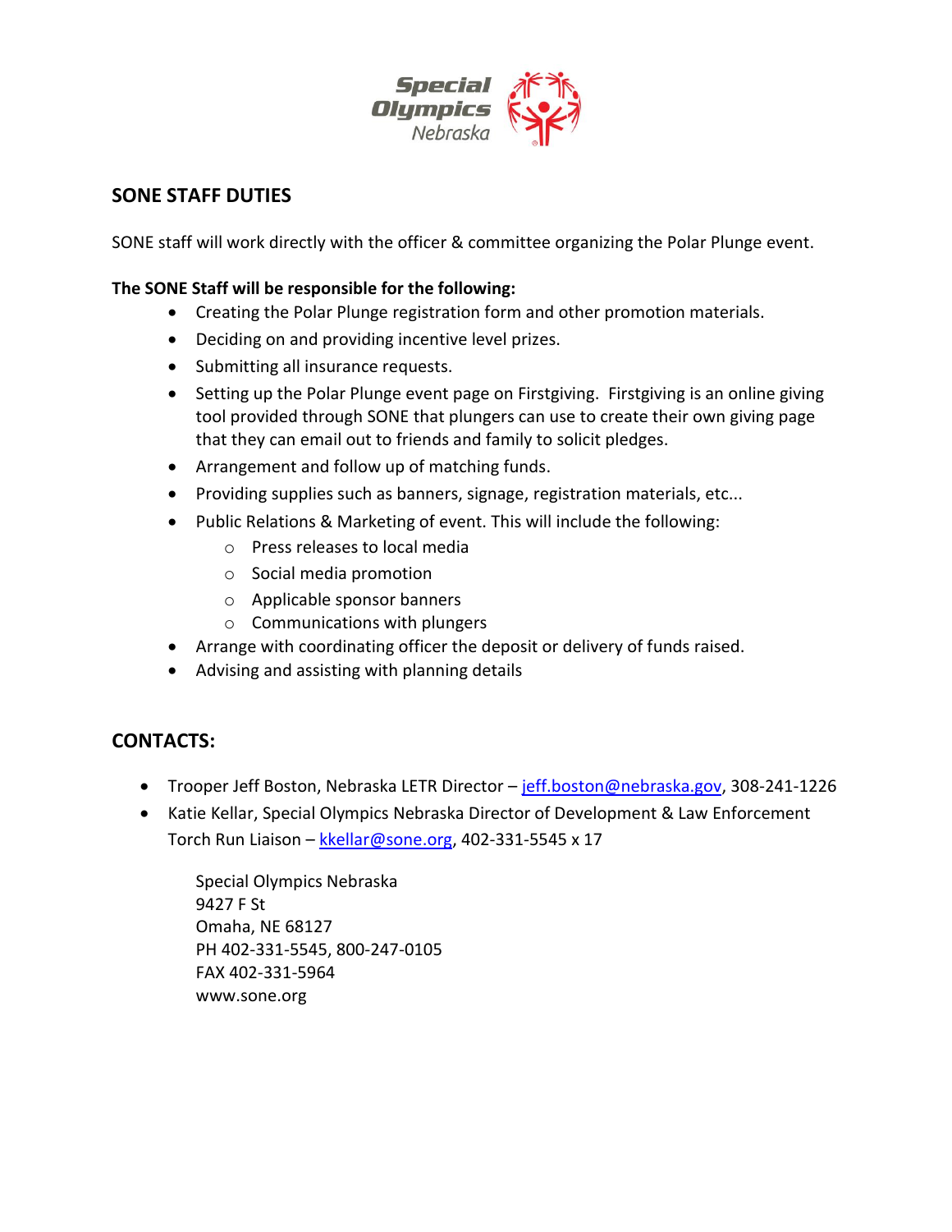## SONE STAFF DUTIES

SONE staff will work directly with the officer & committee organizing the Polar Plunge event.

**The SONE Staff will be responsible for the following:**

- Creating the Polar Plunge registration form and other promotion materials.
- Deciding on and providing incentive level prizes.
- Submitting all insurance requests.
- Setting up the Polar Plunge event page on Firstgiving. Firstgiving is an online giving tool provided through SONE that plungers can use to create their own giving page that they can email out to friends and family to solicit pledges.
- Arrangement and follow up of matching funds.
- Providing supplies such as banners, signage, registration materials, etc...
- Public Relations & Marketing of event. This will include the following:
  - Press releases to local media
  - Social media promotion
  - Applicable sponsor banners
  - Communications with plungers
- Arrange with coordinating officer the deposit or delivery of funds raised.
- Advising and assisting with planning details

## CONTACTS:

- Trooper Jeff Boston, Nebraska LETR Director – jeff.boston@nebraska.gov, 308-241-1226
- Katie Kellar, Special Olympics Nebraska Director of Development & Law Enforcement Torch Run Liaison – kkellar@sone.org, 402-331-5545 x 17

Special Olympics Nebraska
9427 F St
Omaha, NE 68127
PH 402-331-5545, 800-247-0105
FAX 402-331-5964
www.sone.org